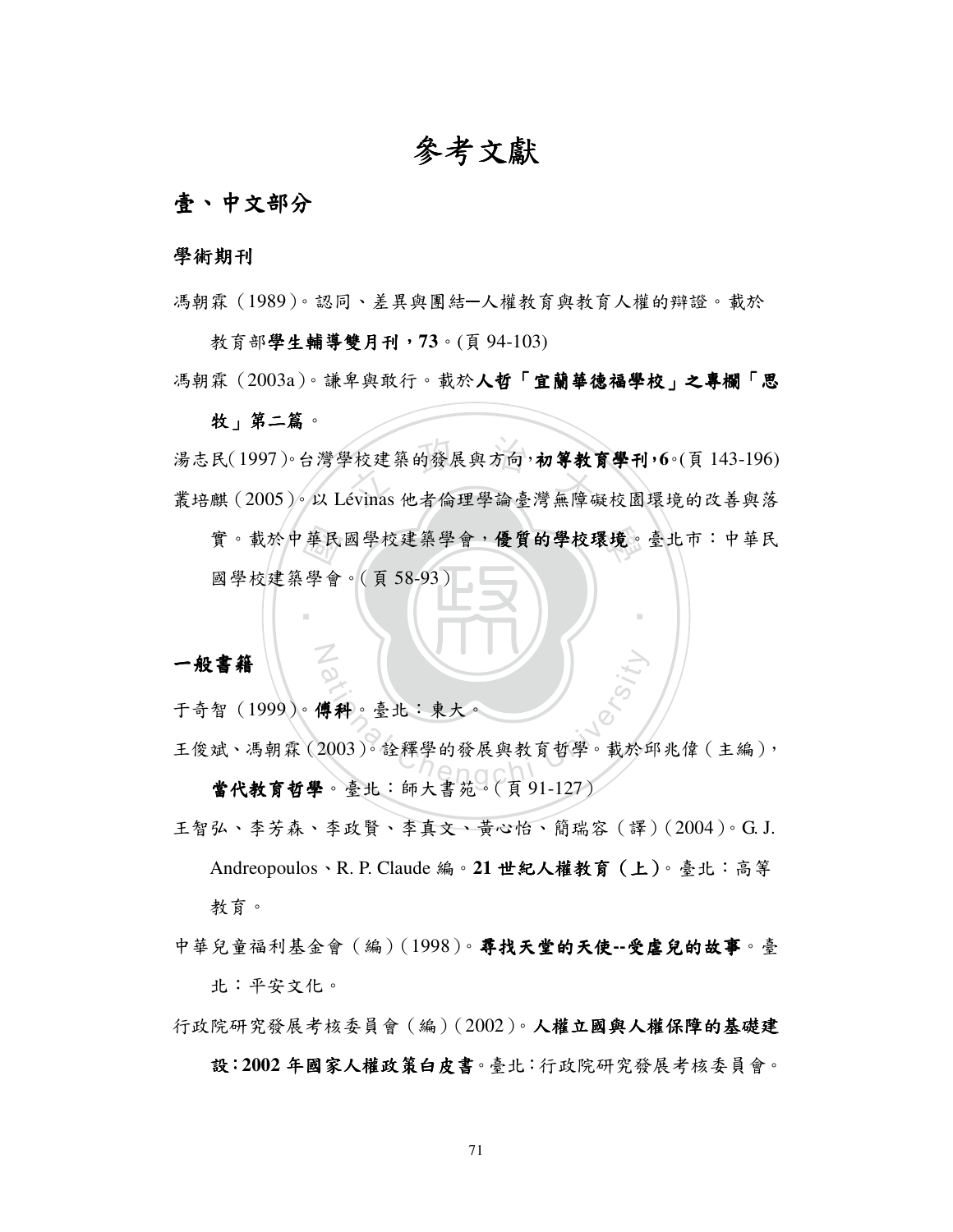# 參考文獻

## 壹、中文部分

### 學術期刊

馮朝霖（1989）。認同、差異與團結—人權教育與教育人權的辯證。載於教育部**學生輔導雙月刊，73**。(頁 94-103)

馮朝霖（2003a）。謙卑與敢行。載於**人哲「宜蘭華德福學校」之專欄「思牧」第二篇**。

湯志民(1997)。台灣學校建築的發展與方向，**初等教育學刊，6**。(頁 143-196)

叢培麒（2005）。以 Lévinas 他者倫理學論臺灣無障礙校園環境的改善與落實。載於中華民國學校建築學會，**優質的學校環境**。臺北市：中華民國學校建築學會。（頁 58-93）

### 一般書籍

于奇智（1999）。**傅科**。臺北：東大。

王俊斌、馮朝霖（2003）。詮釋學的發展與教育哲學。載於邱兆偉（主編），**當代教育哲學**。臺北：師大書苑。（頁 91-127）

王智弘、李芳森、李政賢、李真文、黃心怡、簡瑞容（譯）(2004)。G. J. Andreopoulos、R. P. Claude 編。**21 世紀人權教育（上）**。臺北：高等教育。

中華兒童福利基金會（編）(1998)。**尋找天堂的天使--受虐兒的故事**。臺北：平安文化。

行政院研究發展考核委員會（編）(2002)。**人權立國與人權保障的基礎建設：2002 年國家人權政策白皮書**。臺北：行政院研究發展考核委員會。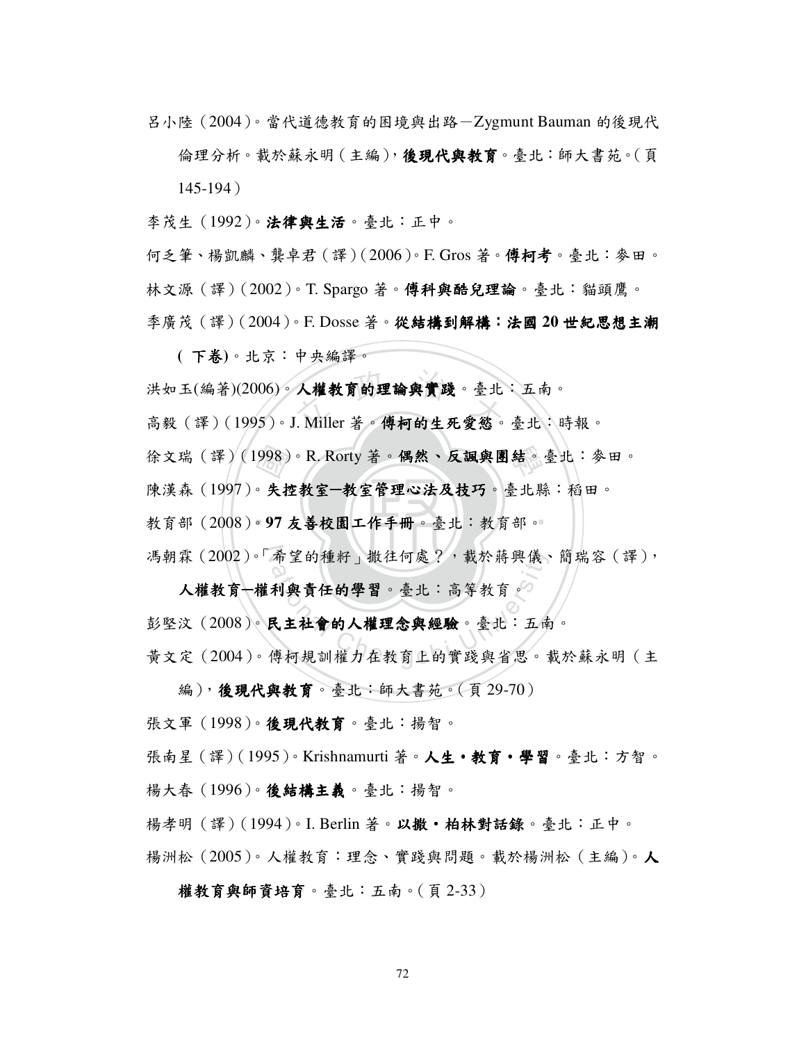呂小陸（2004）。當代道德教育的困境與出路－Zygmunt Bauman 的後現代倫理分析。載於蘇永明（主編），**後現代與教育**。臺北：師大書苑。（頁145-194）

李茂生（1992）。**法律與生活**。臺北：正中。

何乏筆、楊凱麟、龔卓君（譯）（2006）。F. Gros 著。**傅柯考**。臺北：麥田。

林文源（譯）（2002）。T. Spargo 著。**傅科與酷兒理論**。臺北：貓頭鷹。

季廣茂（譯）（2004）。F. Dosse 著。**從結構到解構：法國 20 世紀思想主潮（下卷)**。北京：中央編譯。

洪如玉(編著)(2006)。**人權教育的理論與實踐**。臺北：五南。

高毅（譯）（1995）。J. Miller 著。**傅柯的生死愛慾**。臺北：時報。

徐文瑞（譯）（1998）。R. Rorty 著。**偶然、反諷與團結**。臺北：麥田。

陳漢森（1997）。**失控教室─教室管理心法及技巧**。臺北縣：稻田。

教育部（2008）。**97 友善校園工作手冊**。臺北：教育部。

馮朝霖（2002）。「希望的種籽」撒往何處？，載於蔣興儀、簡瑞容（譯），**人權教育─權利與責任的學習**。臺北：高等教育。

彭堅汶（2008）。**民主社會的人權理念與經驗**。臺北：五南。

黃文定（2004）。傅柯規訓權力在教育上的實踐與省思。載於蘇永明（主編），**後現代與教育**。臺北：師大書苑。（頁 29-70）

張文軍（1998）。**後現代教育**。臺北：揚智。

張南星（譯）（1995）。Krishnamurti 著。**人生‧教育‧學習**。臺北：方智。

楊大春（1996）。**後結構主義**。臺北：揚智。

楊孝明（譯）（1994）。I. Berlin 著。**以撒‧柏林對話錄**。臺北：正中。

楊洲松（2005）。人權教育：理念、實踐與問題。載於楊洲松（主編）。**人權教育與師資培育**。臺北：五南。（頁 2-33）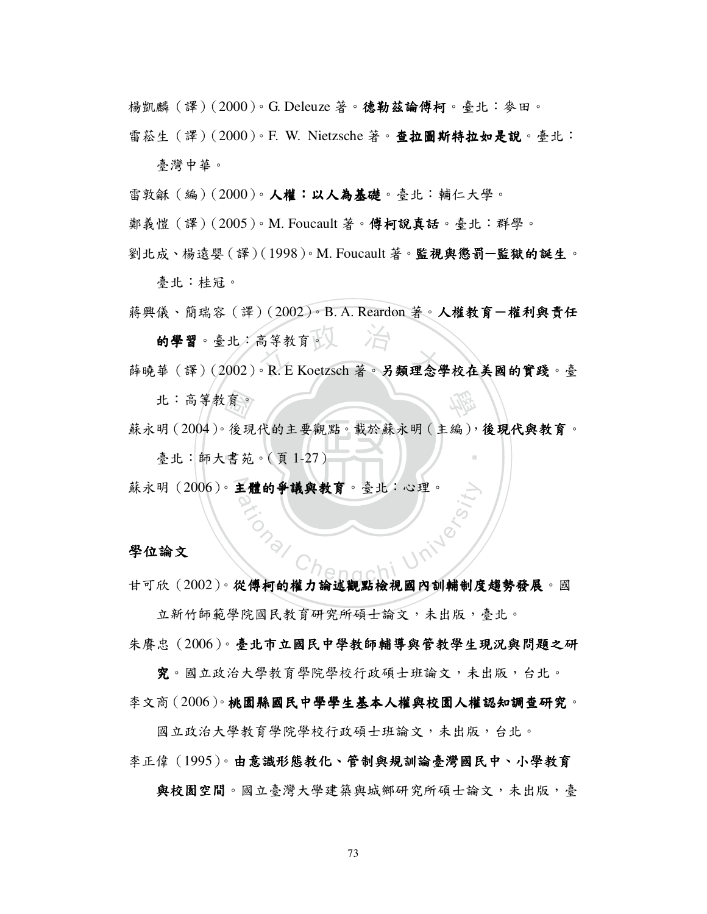楊凱麟（譯）(2000)。G. Deleuze 著。**德勒茲論傅柯**。臺北：麥田。

雷崧生（譯）(2000)。F. W. Nietzsche 著。**查拉圖斯特拉如是說**。臺北：臺灣中華。

雷敦龢（編）(2000)。**人權：以人為基礎**。臺北：輔仁大學。

鄭義愷（譯）(2005)。M. Foucault 著。**傅柯說真話**。臺北：群學。

劉北成、楊遠嬰（譯）(1998)。M. Foucault 著。**監視與懲罰－監獄的誕生**。臺北：桂冠。

蔣興儀、簡瑞容（譯）(2002)。B. A. Reardon 著。**人權教育－權利與責任的學習**。臺北：高等教育。

薛曉華（譯）(2002)。R. E Koetzsch 著。**另類理念學校在美國的實踐**。臺北：高等教育。

蘇永明 (2004)。後現代的主要觀點。載於蘇永明（主編），**後現代與教育**。臺北：師大書苑。(頁 1-27)

蘇永明 (2006)。**主體的爭議與教育**。臺北：心理。

## 學位論文

甘可欣 (2002)。**從傅柯的權力論述觀點檢視國內訓輔制度趨勢發展**。國立新竹師範學院國民教育研究所碩士論文，未出版，臺北。

朱賡忠 (2006)。**臺北市立國民中學教師輔導與管教學生現況與問題之研究**。國立政治大學教育學院學校行政碩士班論文，未出版，台北。

李文商 (2006)。**桃園縣國民中學學生基本人權與校園人權認知調查研究**。國立政治大學教育學院學校行政碩士班論文，未出版，台北。

李正偉 (1995)。**由意識形態教化、管制與規訓論臺灣國民中、小學教育與校園空間**。國立臺灣大學建築與城鄉研究所碩士論文，未出版，臺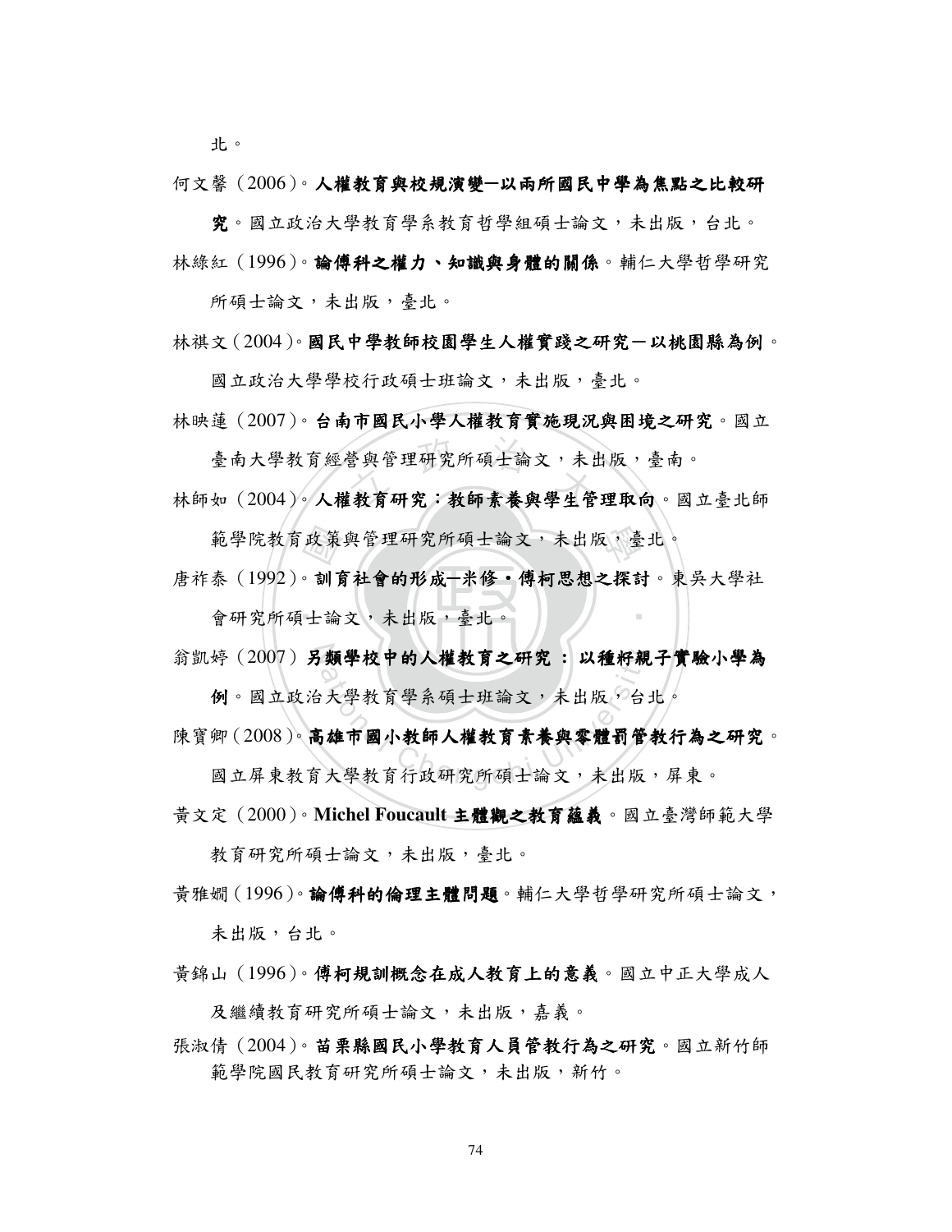北。

何文馨（2006）。**人權教育與校規演變—以兩所國民中學為焦點之比較研究**。國立政治大學教育學系教育哲學組碩士論文，未出版，台北。

林綠紅（1996）。**論傅科之權力、知識與身體的關係**。輔仁大學哲學研究所碩士論文，未出版，臺北。

林祺文（2004）。**國民中學教師校園學生人權實踐之研究－以桃園縣為例**。國立政治大學學校行政碩士班論文，未出版，臺北。

林映蓮（2007）。**台南市國民小學人權教育實施現況與困境之研究**。國立臺南大學教育經營與管理研究所碩士論文，未出版，臺南。

林師如（2004）。**人權教育研究：教師素養與學生管理取向**。國立臺北師範學院教育政策與管理研究所碩士論文，未出版，臺北。

唐祚泰（1992）。**訓育社會的形成—米修・傅柯思想之探討**。東吳大學社會研究所碩士論文，未出版，臺北。

翁凱婷（2007）**另類學校中的人權教育之研究 ：以種籽親子實驗小學為例**。國立政治大學教育學系碩士班論文，未出版，台北。

陳寶卿（2008）。**高雄市國小教師人權教育素養與零體罰管教行為之研究**。國立屏東教育大學教育行政研究所碩士論文，未出版，屏東。

黃文定（2000）。**Michel Foucault 主體觀之教育蘊義**。國立臺灣師範大學教育研究所碩士論文，未出版，臺北。

黃雅嫺（1996）。**論傅科的倫理主體問題**。輔仁大學哲學研究所碩士論文，未出版，台北。

黃錦山（1996）。**傅柯規訓概念在成人教育上的意義**。國立中正大學成人及繼續教育研究所碩士論文，未出版，嘉義。

張淑倩（2004）。**苗栗縣國民小學教育人員管教行為之研究**。國立新竹師範學院國民教育研究所碩士論文，未出版，新竹。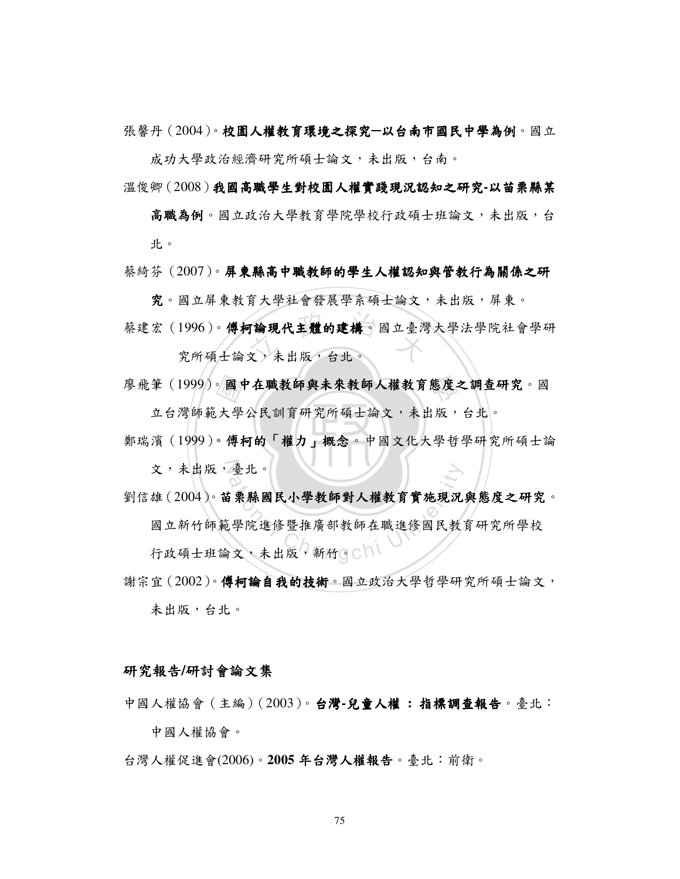張馨丹（2004）。**校園人權教育環境之探究—以台南市國民中學為例**。國立成功大學政治經濟研究所碩士論文，未出版，台南。

溫俊卿（2008）**我國高職學生對校園人權實踐現況認知之研究-以苗栗縣某高職為例**。國立政治大學教育學院學校行政碩士班論文，未出版，台北。

蔡綺芬（2007）。**屏東縣高中職教師的學生人權認知與管教行為關係之研究**。國立屏東教育大學社會發展學系碩士論文，未出版，屏東。

蔡建宏（1996）。**傅柯論現代主體的建構**。國立臺灣大學法學院社會學研究所碩士論文，未出版，台北。

廖飛筆（1999）。**國中在職教師與未來教師人權教育態度之調查研究**。國立台灣師範大學公民訓育研究所碩士論文，未出版，台北。

鄭瑞濱（1999）。**傅柯的「權力」概念**。中國文化大學哲學研究所碩士論文，未出版，臺北。

劉信雄（2004）。**苗栗縣國民小學教師對人權教育實施現況與態度之研究**。國立新竹師範學院進修暨推廣部教師在職進修國民教育研究所學校行政碩士班論文，未出版，新竹。

謝宗宜（2002）。**傅柯論自我的技術**。國立政治大學哲學研究所碩士論文，未出版，台北。

### 研究報告/研討會論文集

中國人權協會（主編）（2003）。**台灣-兒童人權 ： 指標調查報告**。臺北：中國人權協會。

台灣人權促進會(2006)。**2005 年台灣人權報告**。臺北：前衛。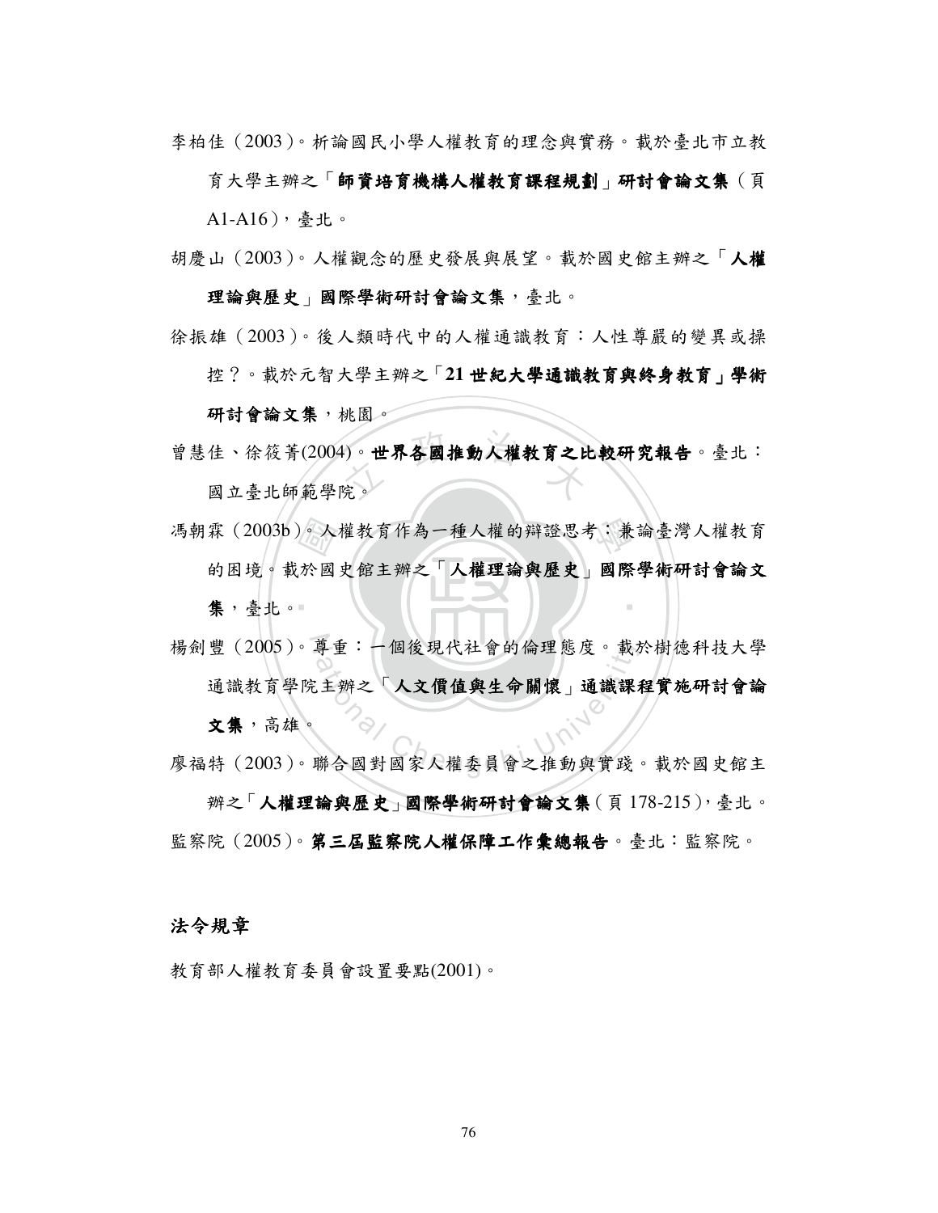李柏佳（2003）。析論國民小學人權教育的理念與實務。載於臺北市立教育大學主辦之「**師資培育機構人權教育課程規劃**」**研討會論文集**（頁 A1-A16），臺北。

胡慶山（2003）。人權觀念的歷史發展與展望。載於國史館主辦之「**人權理論與歷史**」**國際學術研討會論文集**，臺北。

徐振雄（2003）。後人類時代中的人權通識教育：人性尊嚴的變異或操控？。載於元智大學主辦之「**21 世紀大學通識教育與終身教育」學術研討會論文集**，桃園。

曾慧佳、徐筱菁(2004)。**世界各國推動人權教育之比較研究報告**。臺北：國立臺北師範學院。

馮朝霖（2003b）。人權教育作為一種人權的辯證思考：兼論臺灣人權教育的困境。載於國史館主辦之「**人權理論與歷史**」**國際學術研討會論文集**，臺北。

楊劍豐（2005）。尊重：一個後現代社會的倫理態度。載於樹德科技大學通識教育學院主辦之「**人文價值與生命關懷**」**通識課程實施研討會論文集**，高雄。

廖福特（2003）。聯合國對國家人權委員會之推動與實踐。載於國史館主辦之「**人權理論與歷史**」**國際學術研討會論文集**（頁 178-215），臺北。

監察院（2005）。**第三屆監察院人權保障工作彙總報告**。臺北：監察院。

## 法令規章

教育部人權教育委員會設置要點(2001)。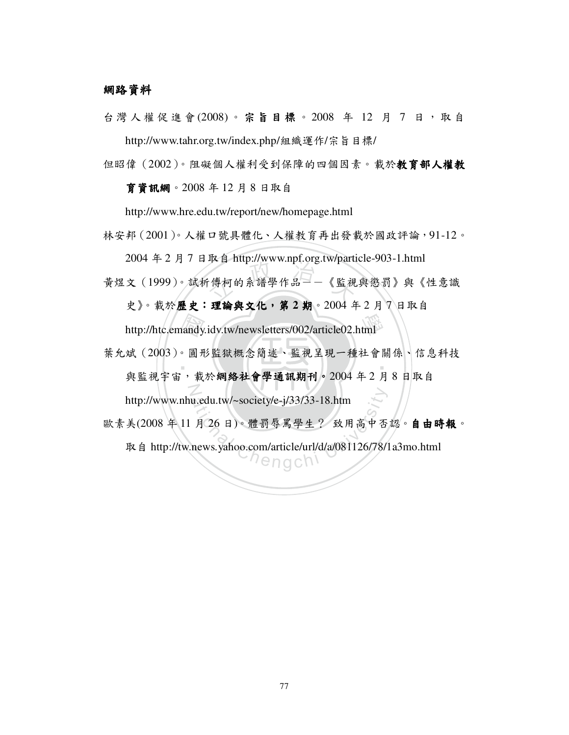**網路資料**

台灣人權促進會(2008)。**宗旨目標**。2008 年 12 月 7 日，取自 http://www.tahr.org.tw/index.php/組織運作/宗旨目標/

但昭偉（2002）。阻礙個人權利受到保障的四個因素。載於**教育部人權教育資訊網**。2008 年 12 月 8 日取自 http://www.hre.edu.tw/report/new/homepage.html

林安邦（2001）。人權口號具體化、人權教育再出發載於國政評論，91-12。2004 年 2 月 7 日取自 http://www.npf.org.tw/particle-903-1.html

黃煜文（1999）。試析傅柯的系譜學作品——《監視與懲罰》與《性意識史》。載於**歷史：理論與文化，第 2 期**。2004 年 2 月 7 日取自 http://htc.emandy.idv.tw/newsletters/002/article02.html

葉允斌（2003）。圓形監獄概念簡述、監視呈現一種社會關係、信息科技與監視宇宙，載於**網絡社會學通訊期刊**。2004 年 2 月 8 日取自 http://www.nhu.edu.tw/~society/e-j/33/33-18.htm

歐素美(2008 年 11 月 26 日)。體罰辱罵學生？ 致用高中否認。**自由時報**。取自 http://tw.news.yahoo.com/article/url/d/a/081126/78/1a3mo.html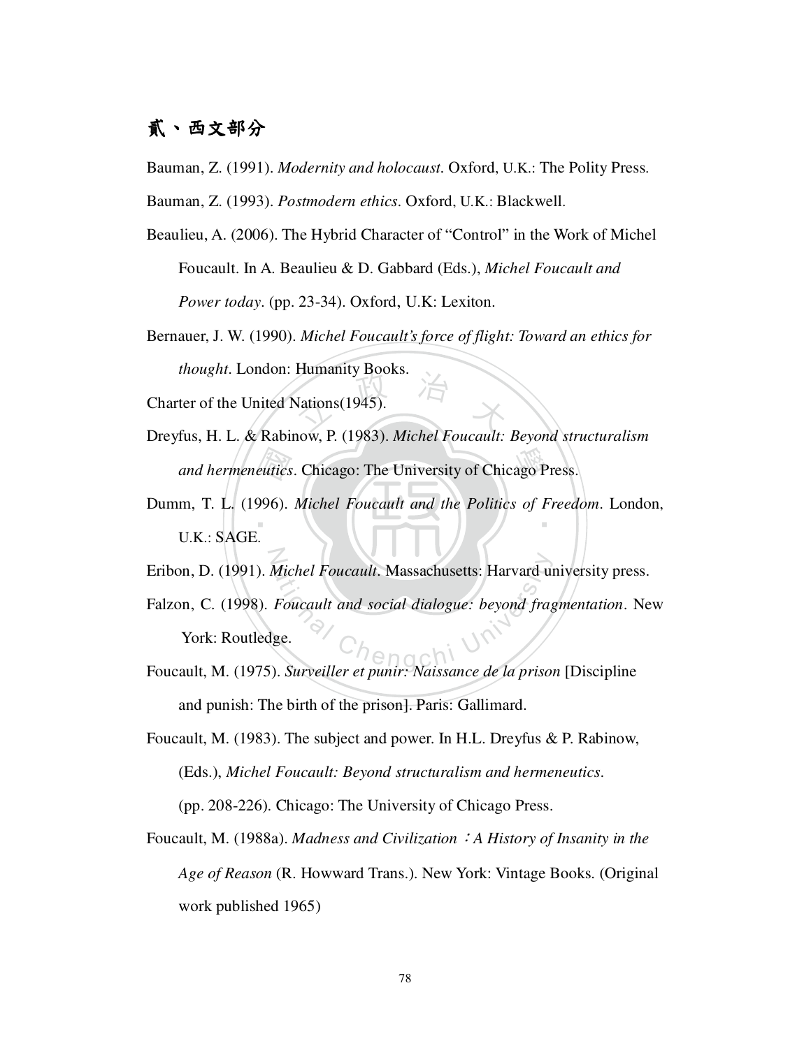## 貳、西文部分

Bauman, Z. (1991). *Modernity and holocaust*. Oxford, U.K.: The Polity Press.

Bauman, Z. (1993). *Postmodern ethics*. Oxford, U.K.: Blackwell.

Beaulieu, A. (2006). The Hybrid Character of "Control" in the Work of Michel Foucault. In A. Beaulieu & D. Gabbard (Eds.), *Michel Foucault and Power today*. (pp. 23-34). Oxford, U.K: Lexiton.

Bernauer, J. W. (1990). *Michel Foucault's force of flight: Toward an ethics for thought*. London: Humanity Books.

Charter of the United Nations(1945).

Dreyfus, H. L. & Rabinow, P. (1983). *Michel Foucault: Beyond structuralism and hermeneutics*. Chicago: The University of Chicago Press.

Dumm, T. L. (1996). *Michel Foucault and the Politics of Freedom*. London, U.K.: SAGE.

Eribon, D. (1991). *Michel Foucault*. Massachusetts: Harvard university press.

Falzon, C. (1998). *Foucault and social dialogue: beyond fragmentation*. New York: Routledge.

Foucault, M. (1975). *Surveiller et punir: Naissance de la prison* [Discipline and punish: The birth of the prison]. Paris: Gallimard.

Foucault, M. (1983). The subject and power. In H.L. Dreyfus & P. Rabinow, (Eds.), *Michel Foucault: Beyond structuralism and hermeneutics*. (pp. 208-226). Chicago: The University of Chicago Press.

Foucault, M. (1988a). *Madness and Civilization ：A History of Insanity in the Age of Reason* (R. Howward Trans.). New York: Vintage Books. (Original work published 1965)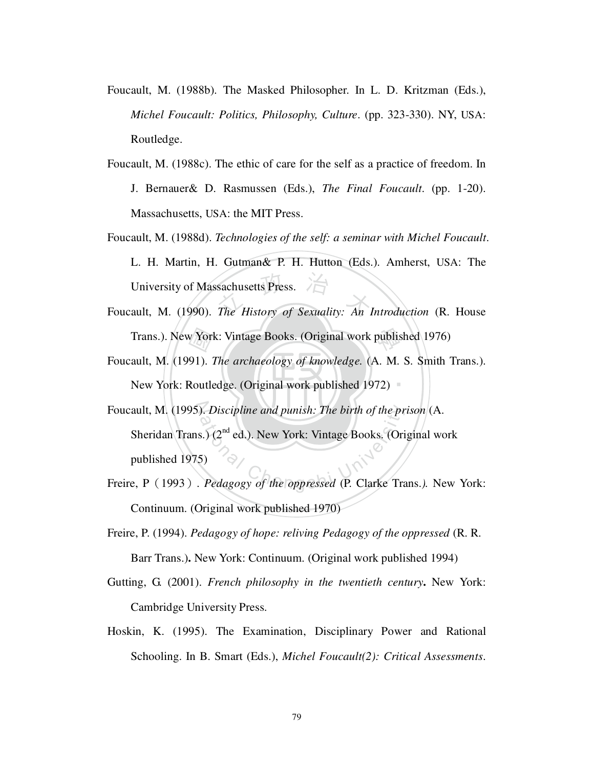Foucault, M. (1988b). The Masked Philosopher. In L. D. Kritzman (Eds.), *Michel Foucault: Politics, Philosophy, Culture*. (pp. 323-330). NY, USA: Routledge.

Foucault, M. (1988c). The ethic of care for the self as a practice of freedom. In J. Bernauer& D. Rasmussen (Eds.), *The Final Foucault*. (pp. 1-20). Massachusetts, USA: the MIT Press.

Foucault, M. (1988d). *Technologies of the self: a seminar with Michel Foucault*. L. H. Martin, H. Gutman& P. H. Hutton (Eds.). Amherst, USA: The University of Massachusetts Press.

Foucault, M. (1990). *The History of Sexuality: An Introduction* (R. House Trans.). New York: Vintage Books. (Original work published 1976)

Foucault, M. (1991). *The archaeology of knowledge*. (A. M. S. Smith Trans.). New York: Routledge. (Original work published 1972)

Foucault, M. (1995). *Discipline and punish: The birth of the prison* (A. Sheridan Trans.) (2nd ed.). New York: Vintage Books. (Original work published 1975)

Freire, P（1993）. *Pedagogy of the oppressed* (P. Clarke Trans.*).* New York: Continuum. (Original work published 1970)

Freire, P. (1994). *Pedagogy of hope: reliving Pedagogy of the oppressed* (R. R. Barr Trans.)**.** New York: Continuum. (Original work published 1994)

Gutting, G. (2001). *French philosophy in the twentieth century***.** New York: Cambridge University Press.

Hoskin, K. (1995). The Examination, Disciplinary Power and Rational Schooling. In B. Smart (Eds.), *Michel Foucault(2): Critical Assessments*.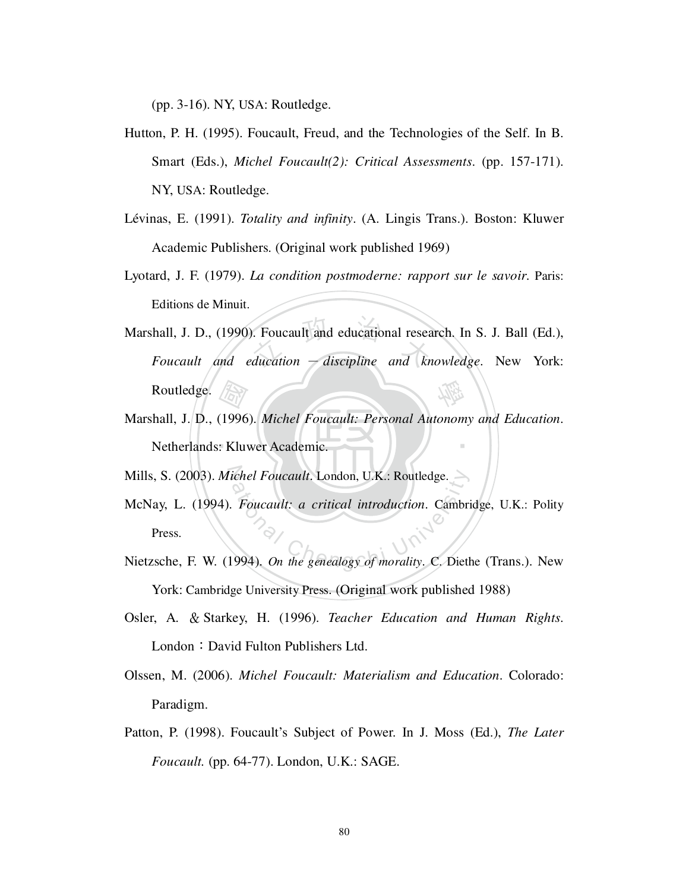(pp. 3-16). NY, USA: Routledge.

Hutton, P. H. (1995). Foucault, Freud, and the Technologies of the Self. In B. Smart (Eds.), *Michel Foucault(2): Critical Assessments*. (pp. 157-171). NY, USA: Routledge.

Lévinas, E. (1991). *Totality and infinity*. (A. Lingis Trans.). Boston: Kluwer Academic Publishers. (Original work published 1969)

Lyotard, J. F. (1979). *La condition postmoderne: rapport sur le savoir*. Paris: Editions de Minuit.

Marshall, J. D., (1990). Foucault and educational research. In S. J. Ball (Ed.), *Foucault and education — discipline and knowledge*. New York: Routledge.

Marshall, J. D., (1996). *Michel Foucault: Personal Autonomy and Education*. Netherlands: Kluwer Academic.

Mills, S. (2003). *Michel Foucault*. London, U.K.: Routledge.

McNay, L. (1994). *Foucault: a critical introduction*. Cambridge, U.K.: Polity Press.

Nietzsche, F. W. (1994). *On the genealogy of morality*. C. Diethe (Trans.). New York: Cambridge University Press. (Original work published 1988)

Osler, A. & Starkey, H. (1996). *Teacher Education and Human Rights*. London：David Fulton Publishers Ltd.

Olssen, M. (2006). *Michel Foucault: Materialism and Education*. Colorado: Paradigm.

Patton, P. (1998). Foucault's Subject of Power. In J. Moss (Ed.), *The Later Foucault.* (pp. 64-77). London, U.K.: SAGE.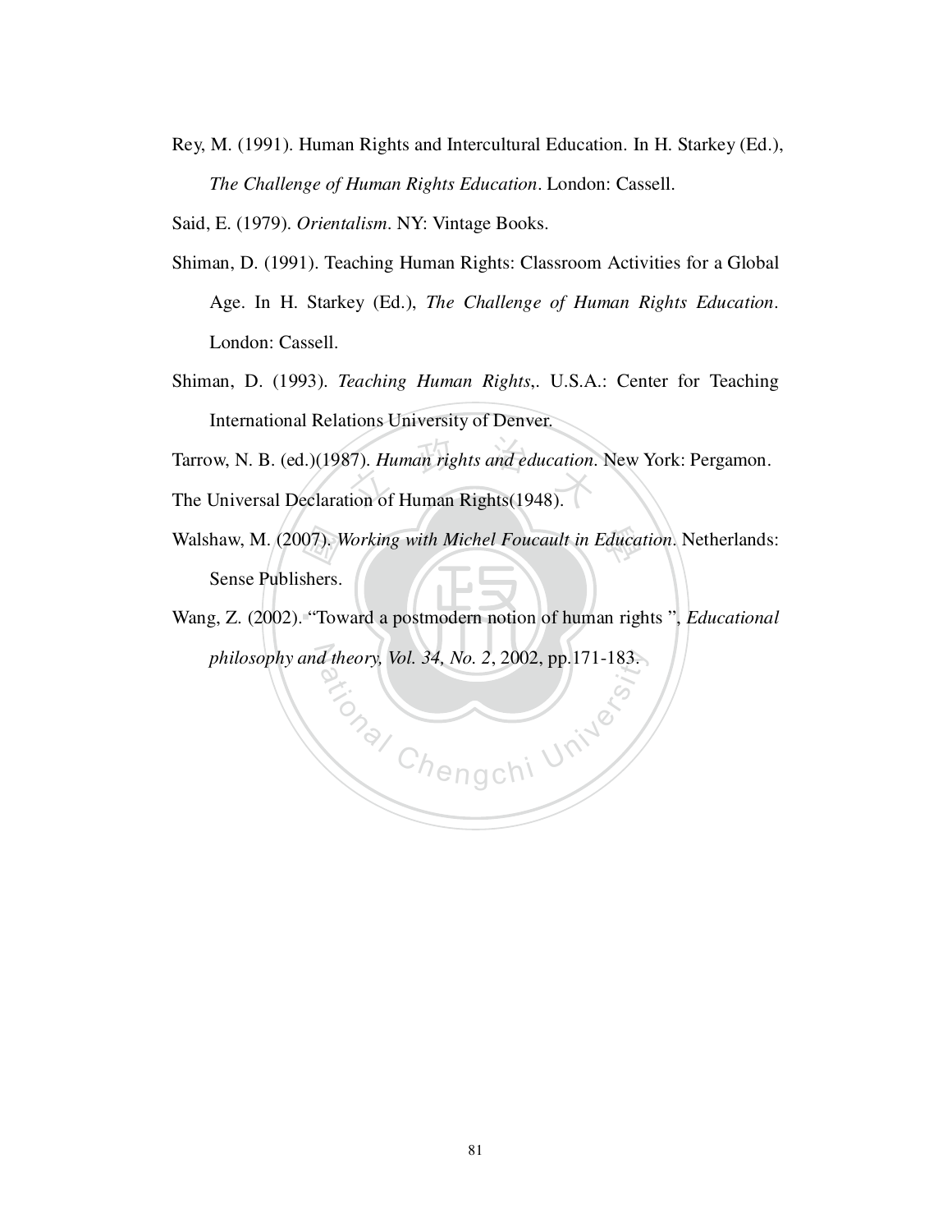Rey, M. (1991). Human Rights and Intercultural Education. In H. Starkey (Ed.), *The Challenge of Human Rights Education*. London: Cassell.

Said, E. (1979). *Orientalism*. NY: Vintage Books.

Shiman, D. (1991). Teaching Human Rights: Classroom Activities for a Global Age. In H. Starkey (Ed.), *The Challenge of Human Rights Education*. London: Cassell.

Shiman, D. (1993). *Teaching Human Rights*,. U.S.A.: Center for Teaching International Relations University of Denver.

Tarrow, N. B. (ed.)(1987). *Human rights and education*. New York: Pergamon.

The Universal Declaration of Human Rights(1948).

Walshaw, M. (2007). *Working with Michel Foucault in Education*. Netherlands: Sense Publishers.

Wang, Z. (2002). "Toward a postmodern notion of human rights ", *Educational philosophy and theory, Vol. 34, No. 2*, 2002, pp.171-183.